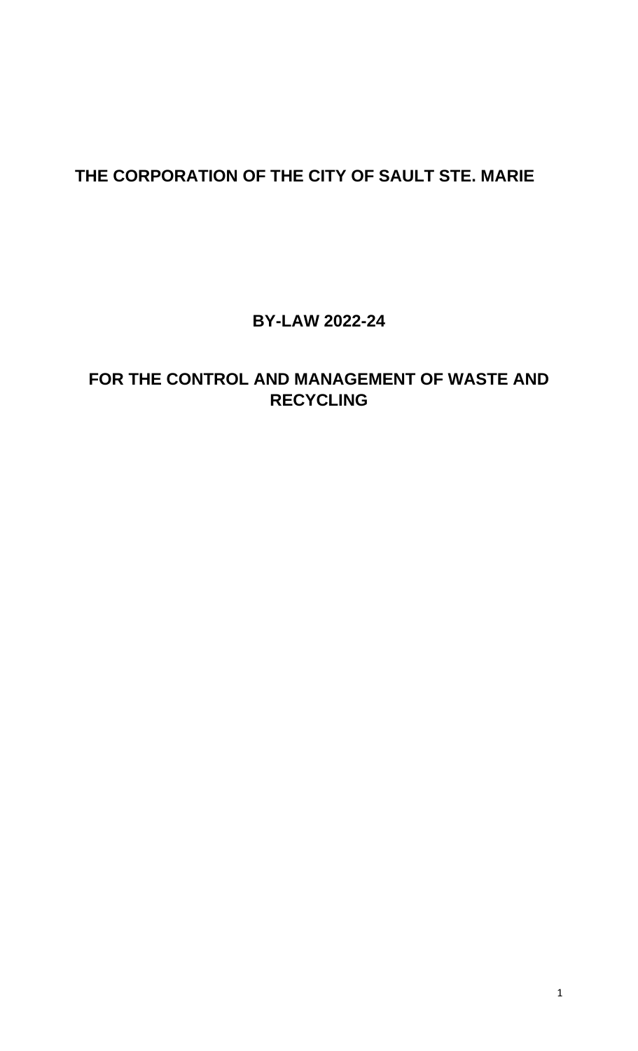# THE CORPORATION OF THE CITY OF SAULT STE. MARIE

## BY-LAW 2022-24

## FOR THE CONTROL AND MANAGEMENT OF WASTE AND RECYCLING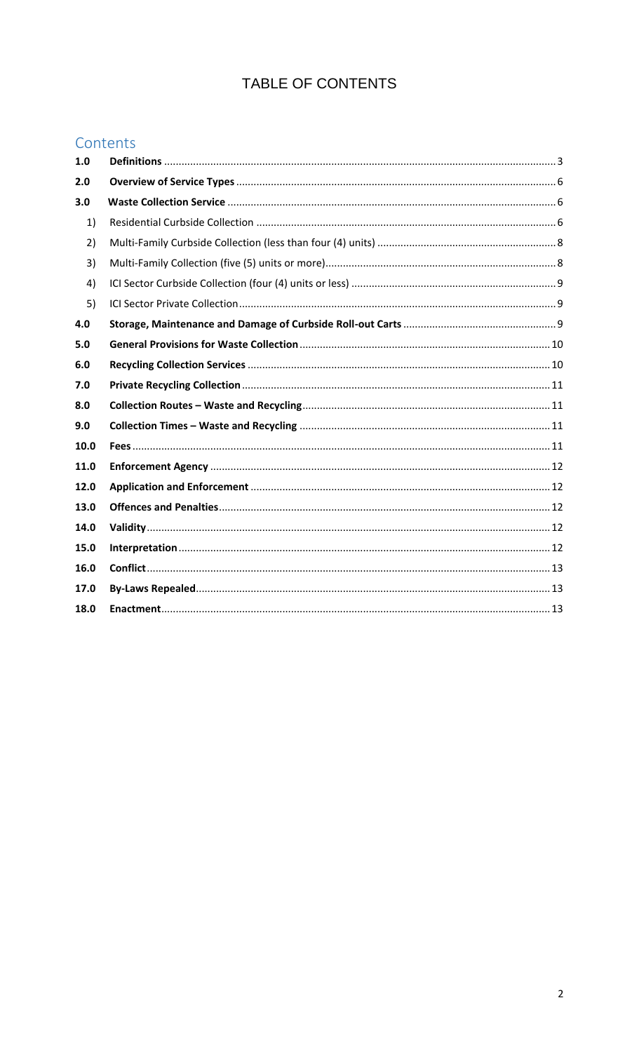# TABLE OF CONTENTS

## Contents

| | | |
|---|---|---|
| **1.0** | **Definitions** | 3 |
| **2.0** | **Overview of Service Types** | 6 |
| **3.0** | **Waste Collection Service** | 6 |
| 1) | Residential Curbside Collection | 6 |
| 2) | Multi-Family Curbside Collection (less than four (4) units) | 8 |
| 3) | Multi-Family Collection (five (5) units or more) | 8 |
| 4) | ICI Sector Curbside Collection (four (4) units or less) | 9 |
| 5) | ICI Sector Private Collection | 9 |
| **4.0** | **Storage, Maintenance and Damage of Curbside Roll-out Carts** | 9 |
| **5.0** | **General Provisions for Waste Collection** | 10 |
| **6.0** | **Recycling Collection Services** | 10 |
| **7.0** | **Private Recycling Collection** | 11 |
| **8.0** | **Collection Routes – Waste and Recycling** | 11 |
| **9.0** | **Collection Times – Waste and Recycling** | 11 |
| **10.0** | **Fees** | 11 |
| **11.0** | **Enforcement Agency** | 12 |
| **12.0** | **Application and Enforcement** | 12 |
| **13.0** | **Offences and Penalties** | 12 |
| **14.0** | **Validity** | 12 |
| **15.0** | **Interpretation** | 12 |
| **16.0** | **Conflict** | 13 |
| **17.0** | **By-Laws Repealed** | 13 |
| **18.0** | **Enactment** | 13 |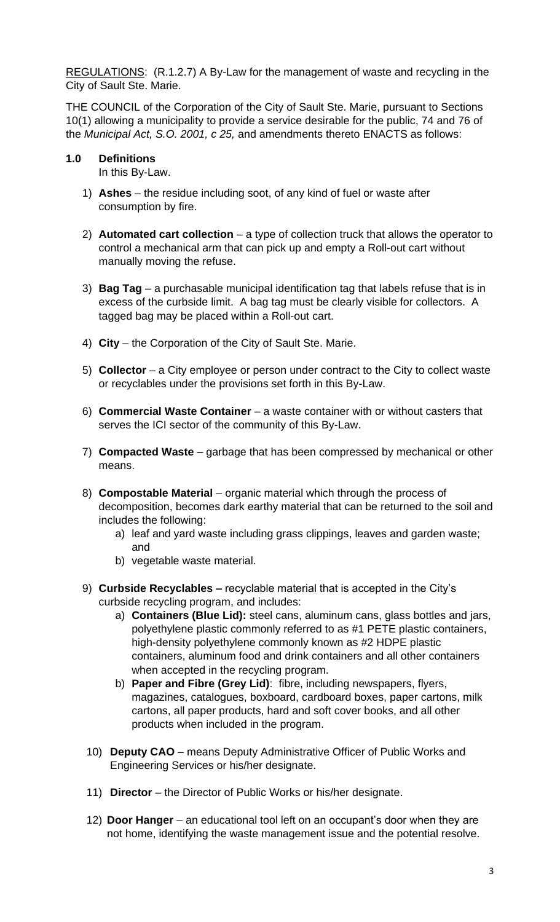<u>REGULATIONS</u>: (R.1.2.7) A By-Law for the management of waste and recycling in the City of Sault Ste. Marie.

THE COUNCIL of the Corporation of the City of Sault Ste. Marie, pursuant to Sections 10(1) allowing a municipality to provide a service desirable for the public, 74 and 76 of the *Municipal Act, S.O. 2001, c 25,* and amendments thereto ENACTS as follows:

## 1.0 Definitions

In this By-Law.

1) **Ashes** – the residue including soot, of any kind of fuel or waste after consumption by fire.

2) **Automated cart collection** – a type of collection truck that allows the operator to control a mechanical arm that can pick up and empty a Roll-out cart without manually moving the refuse.

3) **Bag Tag** – a purchasable municipal identification tag that labels refuse that is in excess of the curbside limit. A bag tag must be clearly visible for collectors. A tagged bag may be placed within a Roll-out cart.

4) **City** – the Corporation of the City of Sault Ste. Marie.

5) **Collector** – a City employee or person under contract to the City to collect waste or recyclables under the provisions set forth in this By-Law.

6) **Commercial Waste Container** – a waste container with or without casters that serves the ICI sector of the community of this By-Law.

7) **Compacted Waste** – garbage that has been compressed by mechanical or other means.

8) **Compostable Material** – organic material which through the process of decomposition, becomes dark earthy material that can be returned to the soil and includes the following:
   a) leaf and yard waste including grass clippings, leaves and garden waste; and
   b) vegetable waste material.

9) **Curbside Recyclables –** recyclable material that is accepted in the City's curbside recycling program, and includes:
   a) **Containers (Blue Lid):** steel cans, aluminum cans, glass bottles and jars, polyethylene plastic commonly referred to as #1 PETE plastic containers, high-density polyethylene commonly known as #2 HDPE plastic containers, aluminum food and drink containers and all other containers when accepted in the recycling program.
   b) **Paper and Fibre (Grey Lid)**: fibre, including newspapers, flyers, magazines, catalogues, boxboard, cardboard boxes, paper cartons, milk cartons, all paper products, hard and soft cover books, and all other products when included in the program.

10) **Deputy CAO** – means Deputy Administrative Officer of Public Works and Engineering Services or his/her designate.

11) **Director** – the Director of Public Works or his/her designate.

12) **Door Hanger** – an educational tool left on an occupant's door when they are not home, identifying the waste management issue and the potential resolve.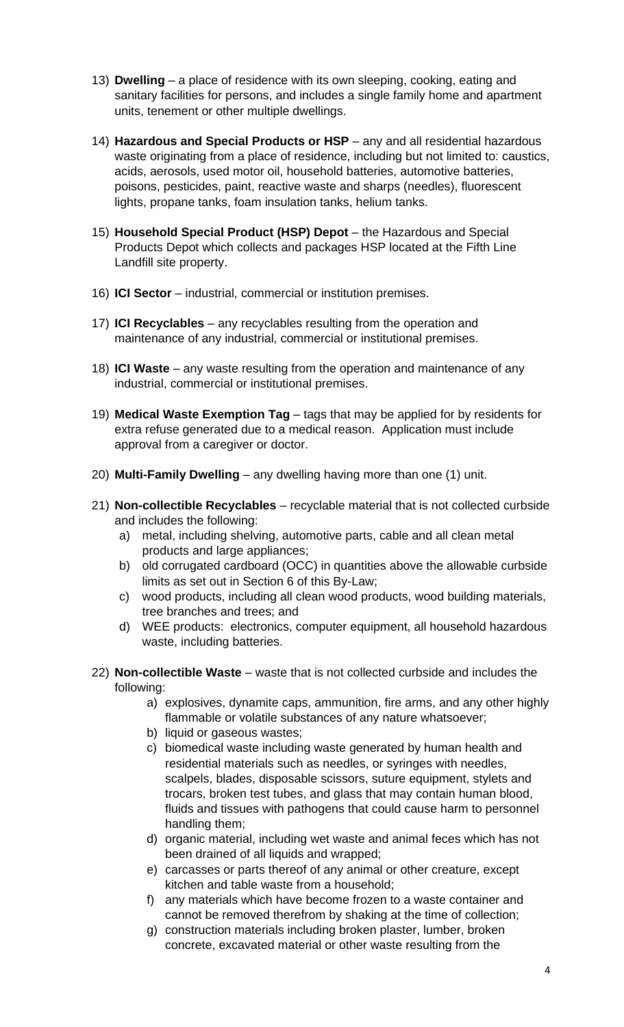13) **Dwelling** – a place of residence with its own sleeping, cooking, eating and sanitary facilities for persons, and includes a single family home and apartment units, tenement or other multiple dwellings.

14) **Hazardous and Special Products or HSP** – any and all residential hazardous waste originating from a place of residence, including but not limited to: caustics, acids, aerosols, used motor oil, household batteries, automotive batteries, poisons, pesticides, paint, reactive waste and sharps (needles), fluorescent lights, propane tanks, foam insulation tanks, helium tanks.

15) **Household Special Product (HSP) Depot** – the Hazardous and Special Products Depot which collects and packages HSP located at the Fifth Line Landfill site property.

16) **ICI Sector** – industrial, commercial or institution premises.

17) **ICI Recyclables** – any recyclables resulting from the operation and maintenance of any industrial, commercial or institutional premises.

18) **ICI Waste** – any waste resulting from the operation and maintenance of any industrial, commercial or institutional premises.

19) **Medical Waste Exemption Tag** – tags that may be applied for by residents for extra refuse generated due to a medical reason. Application must include approval from a caregiver or doctor.

20) **Multi-Family Dwelling** – any dwelling having more than one (1) unit.

21) **Non-collectible Recyclables** – recyclable material that is not collected curbside and includes the following:
    a) metal, including shelving, automotive parts, cable and all clean metal products and large appliances;
    b) old corrugated cardboard (OCC) in quantities above the allowable curbside limits as set out in Section 6 of this By-Law;
    c) wood products, including all clean wood products, wood building materials, tree branches and trees; and
    d) WEE products: electronics, computer equipment, all household hazardous waste, including batteries.

22) **Non-collectible Waste** – waste that is not collected curbside and includes the following:
    a) explosives, dynamite caps, ammunition, fire arms, and any other highly flammable or volatile substances of any nature whatsoever;
    b) liquid or gaseous wastes;
    c) biomedical waste including waste generated by human health and residential materials such as needles, or syringes with needles, scalpels, blades, disposable scissors, suture equipment, stylets and trocars, broken test tubes, and glass that may contain human blood, fluids and tissues with pathogens that could cause harm to personnel handling them;
    d) organic material, including wet waste and animal feces which has not been drained of all liquids and wrapped;
    e) carcasses or parts thereof of any animal or other creature, except kitchen and table waste from a household;
    f) any materials which have become frozen to a waste container and cannot be removed therefrom by shaking at the time of collection;
    g) construction materials including broken plaster, lumber, broken concrete, excavated material or other waste resulting from the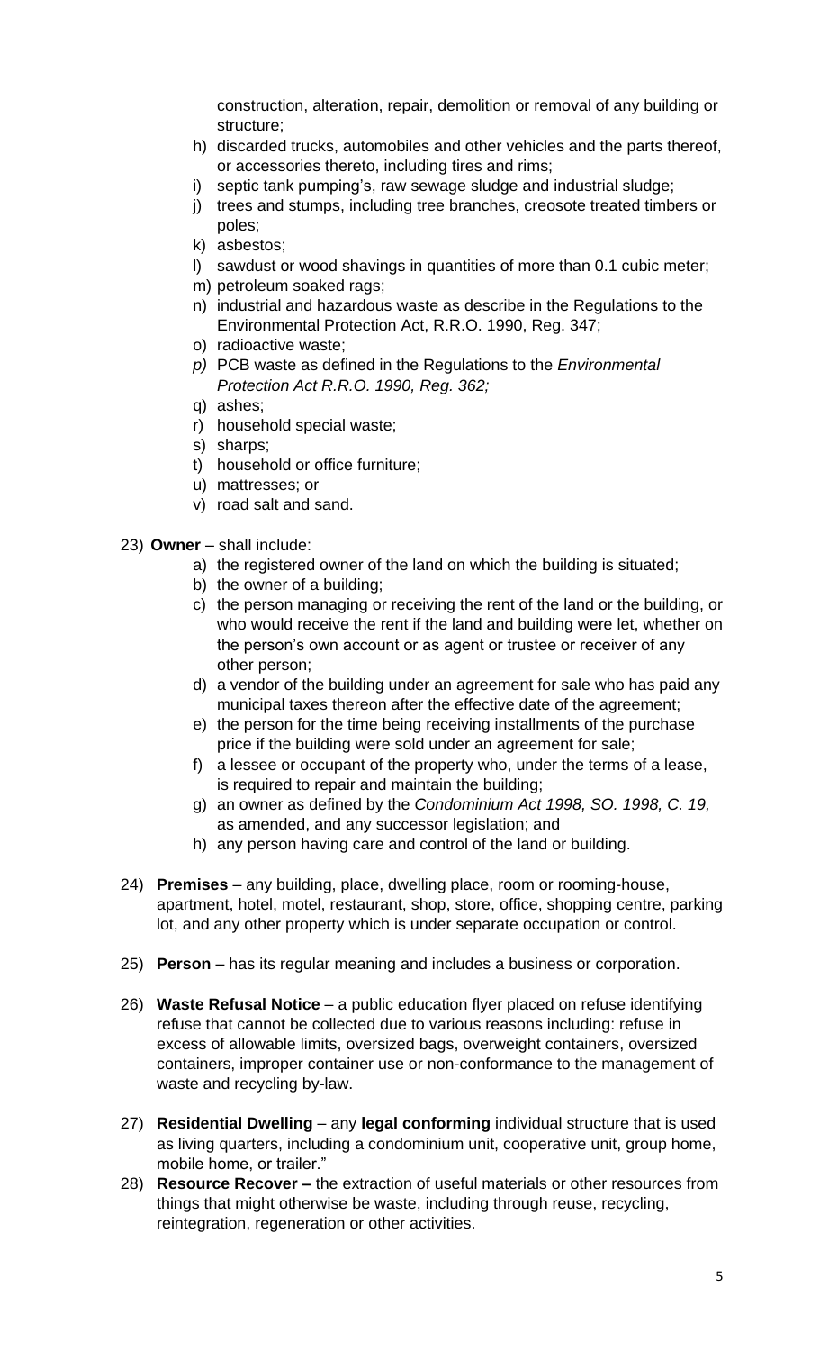construction, alteration, repair, demolition or removal of any building or structure;

h) discarded trucks, automobiles and other vehicles and the parts thereof, or accessories thereto, including tires and rims;
i) septic tank pumping's, raw sewage sludge and industrial sludge;
j) trees and stumps, including tree branches, creosote treated timbers or poles;
k) asbestos;
l) sawdust or wood shavings in quantities of more than 0.1 cubic meter;
m) petroleum soaked rags;
n) industrial and hazardous waste as describe in the Regulations to the Environmental Protection Act, R.R.O. 1990, Reg. 347;
o) radioactive waste;
*p)* PCB waste as defined in the Regulations to the *Environmental Protection Act R.R.O. 1990, Reg. 362;*
q) ashes;
r) household special waste;
s) sharps;
t) household or office furniture;
u) mattresses; or
v) road salt and sand.

23) **Owner** – shall include:
   a) the registered owner of the land on which the building is situated;
   b) the owner of a building;
   c) the person managing or receiving the rent of the land or the building, or who would receive the rent if the land and building were let, whether on the person's own account or as agent or trustee or receiver of any other person;
   d) a vendor of the building under an agreement for sale who has paid any municipal taxes thereon after the effective date of the agreement;
   e) the person for the time being receiving installments of the purchase price if the building were sold under an agreement for sale;
   f) a lessee or occupant of the property who, under the terms of a lease, is required to repair and maintain the building;
   g) an owner as defined by the *Condominium Act 1998, SO. 1998, C. 19,* as amended, and any successor legislation; and
   h) any person having care and control of the land or building.

24) **Premises** – any building, place, dwelling place, room or rooming-house, apartment, hotel, motel, restaurant, shop, store, office, shopping centre, parking lot, and any other property which is under separate occupation or control.

25) **Person** – has its regular meaning and includes a business or corporation.

26) **Waste Refusal Notice** – a public education flyer placed on refuse identifying refuse that cannot be collected due to various reasons including: refuse in excess of allowable limits, oversized bags, overweight containers, oversized containers, improper container use or non-conformance to the management of waste and recycling by-law.

27) **Residential Dwelling** – any **legal conforming** individual structure that is used as living quarters, including a condominium unit, cooperative unit, group home, mobile home, or trailer."

28) **Resource Recover –** the extraction of useful materials or other resources from things that might otherwise be waste, including through reuse, recycling, reintegration, regeneration or other activities.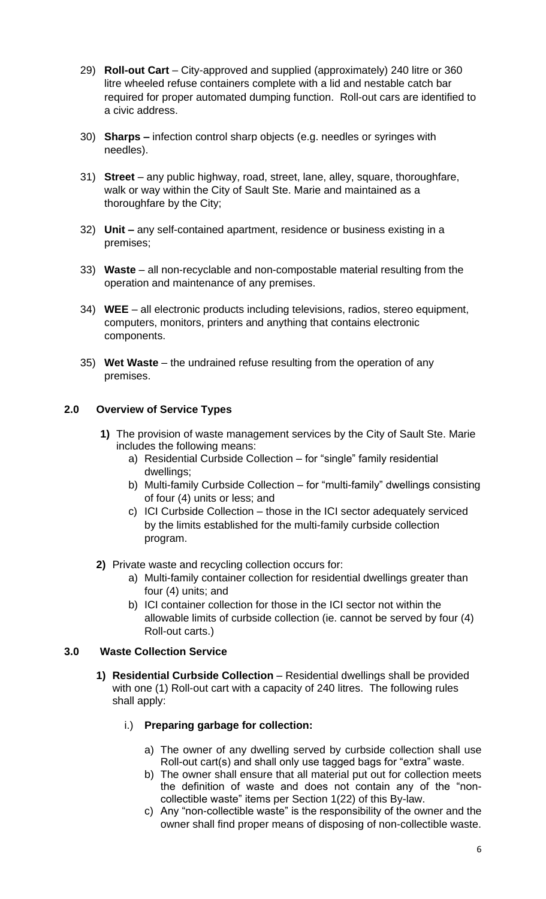29) **Roll-out Cart** – City-approved and supplied (approximately) 240 litre or 360 litre wheeled refuse containers complete with a lid and nestable catch bar required for proper automated dumping function. Roll-out cars are identified to a civic address.

30) **Sharps –** infection control sharp objects (e.g. needles or syringes with needles).

31) **Street** – any public highway, road, street, lane, alley, square, thoroughfare, walk or way within the City of Sault Ste. Marie and maintained as a thoroughfare by the City;

32) **Unit –** any self-contained apartment, residence or business existing in a premises;

33) **Waste** – all non-recyclable and non-compostable material resulting from the operation and maintenance of any premises.

34) **WEE** – all electronic products including televisions, radios, stereo equipment, computers, monitors, printers and anything that contains electronic components.

35) **Wet Waste** – the undrained refuse resulting from the operation of any premises.

## 2.0 Overview of Service Types

**1)** The provision of waste management services by the City of Sault Ste. Marie includes the following means:

a) Residential Curbside Collection – for "single" family residential dwellings;

b) Multi-family Curbside Collection – for "multi-family" dwellings consisting of four (4) units or less; and

c) ICI Curbside Collection – those in the ICI sector adequately serviced by the limits established for the multi-family curbside collection program.

**2)** Private waste and recycling collection occurs for:

a) Multi-family container collection for residential dwellings greater than four (4) units; and

b) ICI container collection for those in the ICI sector not within the allowable limits of curbside collection (ie. cannot be served by four (4) Roll-out carts.)

## 3.0 Waste Collection Service

**1) Residential Curbside Collection** – Residential dwellings shall be provided with one (1) Roll-out cart with a capacity of 240 litres. The following rules shall apply:

i.) **Preparing garbage for collection:**

a) The owner of any dwelling served by curbside collection shall use Roll-out cart(s) and shall only use tagged bags for "extra" waste.

b) The owner shall ensure that all material put out for collection meets the definition of waste and does not contain any of the "non-collectible waste" items per Section 1(22) of this By-law.

c) Any "non-collectible waste" is the responsibility of the owner and the owner shall find proper means of disposing of non-collectible waste.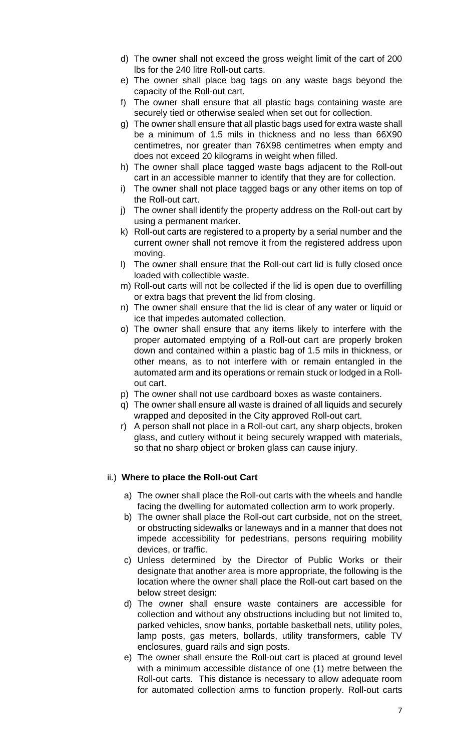d) The owner shall not exceed the gross weight limit of the cart of 200 lbs for the 240 litre Roll-out carts.

e) The owner shall place bag tags on any waste bags beyond the capacity of the Roll-out cart.

f) The owner shall ensure that all plastic bags containing waste are securely tied or otherwise sealed when set out for collection.

g) The owner shall ensure that all plastic bags used for extra waste shall be a minimum of 1.5 mils in thickness and no less than 66X90 centimetres, nor greater than 76X98 centimetres when empty and does not exceed 20 kilograms in weight when filled.

h) The owner shall place tagged waste bags adjacent to the Roll-out cart in an accessible manner to identify that they are for collection.

i) The owner shall not place tagged bags or any other items on top of the Roll-out cart.

j) The owner shall identify the property address on the Roll-out cart by using a permanent marker.

k) Roll-out carts are registered to a property by a serial number and the current owner shall not remove it from the registered address upon moving.

l) The owner shall ensure that the Roll-out cart lid is fully closed once loaded with collectible waste.

m) Roll-out carts will not be collected if the lid is open due to overfilling or extra bags that prevent the lid from closing.

n) The owner shall ensure that the lid is clear of any water or liquid or ice that impedes automated collection.

o) The owner shall ensure that any items likely to interfere with the proper automated emptying of a Roll-out cart are properly broken down and contained within a plastic bag of 1.5 mils in thickness, or other means, as to not interfere with or remain entangled in the automated arm and its operations or remain stuck or lodged in a Roll-out cart.

p) The owner shall not use cardboard boxes as waste containers.

q) The owner shall ensure all waste is drained of all liquids and securely wrapped and deposited in the City approved Roll-out cart.

r) A person shall not place in a Roll-out cart, any sharp objects, broken glass, and cutlery without it being securely wrapped with materials, so that no sharp object or broken glass can cause injury.

ii.) **Where to place the Roll-out Cart**

a) The owner shall place the Roll-out carts with the wheels and handle facing the dwelling for automated collection arm to work properly.

b) The owner shall place the Roll-out cart curbside, not on the street, or obstructing sidewalks or laneways and in a manner that does not impede accessibility for pedestrians, persons requiring mobility devices, or traffic.

c) Unless determined by the Director of Public Works or their designate that another area is more appropriate, the following is the location where the owner shall place the Roll-out cart based on the below street design:

d) The owner shall ensure waste containers are accessible for collection and without any obstructions including but not limited to, parked vehicles, snow banks, portable basketball nets, utility poles, lamp posts, gas meters, bollards, utility transformers, cable TV enclosures, guard rails and sign posts.

e) The owner shall ensure the Roll-out cart is placed at ground level with a minimum accessible distance of one (1) metre between the Roll-out carts. This distance is necessary to allow adequate room for automated collection arms to function properly. Roll-out carts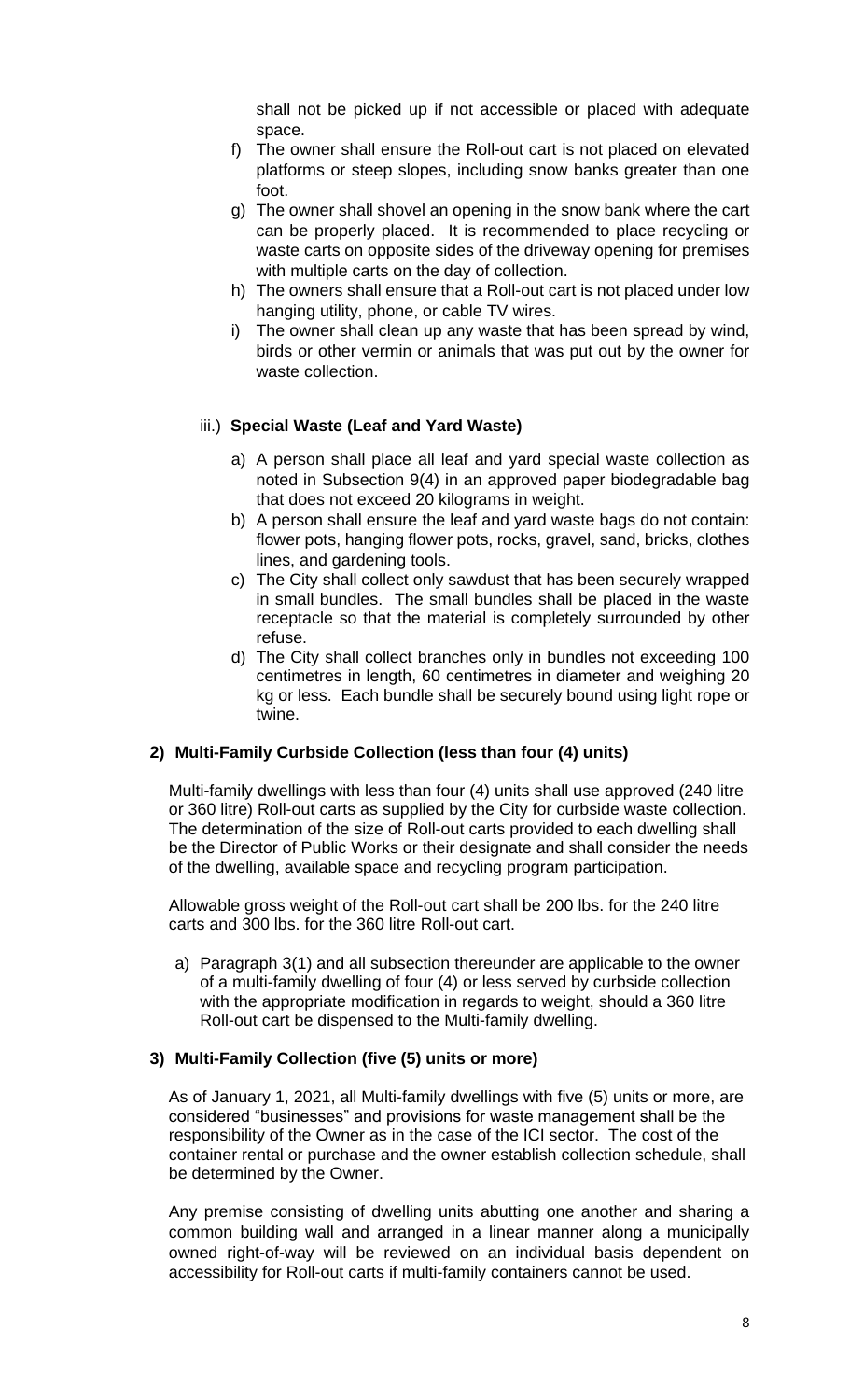shall not be picked up if not accessible or placed with adequate space.

f) The owner shall ensure the Roll-out cart is not placed on elevated platforms or steep slopes, including snow banks greater than one foot.

g) The owner shall shovel an opening in the snow bank where the cart can be properly placed. It is recommended to place recycling or waste carts on opposite sides of the driveway opening for premises with multiple carts on the day of collection.

h) The owners shall ensure that a Roll-out cart is not placed under low hanging utility, phone, or cable TV wires.

i) The owner shall clean up any waste that has been spread by wind, birds or other vermin or animals that was put out by the owner for waste collection.

iii.) **Special Waste (Leaf and Yard Waste)**

a) A person shall place all leaf and yard special waste collection as noted in Subsection 9(4) in an approved paper biodegradable bag that does not exceed 20 kilograms in weight.

b) A person shall ensure the leaf and yard waste bags do not contain: flower pots, hanging flower pots, rocks, gravel, sand, bricks, clothes lines, and gardening tools.

c) The City shall collect only sawdust that has been securely wrapped in small bundles. The small bundles shall be placed in the waste receptacle so that the material is completely surrounded by other refuse.

d) The City shall collect branches only in bundles not exceeding 100 centimetres in length, 60 centimetres in diameter and weighing 20 kg or less. Each bundle shall be securely bound using light rope or twine.

**2) Multi-Family Curbside Collection (less than four (4) units)**

Multi-family dwellings with less than four (4) units shall use approved (240 litre or 360 litre) Roll-out carts as supplied by the City for curbside waste collection. The determination of the size of Roll-out carts provided to each dwelling shall be the Director of Public Works or their designate and shall consider the needs of the dwelling, available space and recycling program participation.

Allowable gross weight of the Roll-out cart shall be 200 lbs. for the 240 litre carts and 300 lbs. for the 360 litre Roll-out cart.

a) Paragraph 3(1) and all subsection thereunder are applicable to the owner of a multi-family dwelling of four (4) or less served by curbside collection with the appropriate modification in regards to weight, should a 360 litre Roll-out cart be dispensed to the Multi-family dwelling.

**3) Multi-Family Collection (five (5) units or more)**

As of January 1, 2021, all Multi-family dwellings with five (5) units or more, are considered "businesses" and provisions for waste management shall be the responsibility of the Owner as in the case of the ICI sector. The cost of the container rental or purchase and the owner establish collection schedule, shall be determined by the Owner.

Any premise consisting of dwelling units abutting one another and sharing a common building wall and arranged in a linear manner along a municipally owned right-of-way will be reviewed on an individual basis dependent on accessibility for Roll-out carts if multi-family containers cannot be used.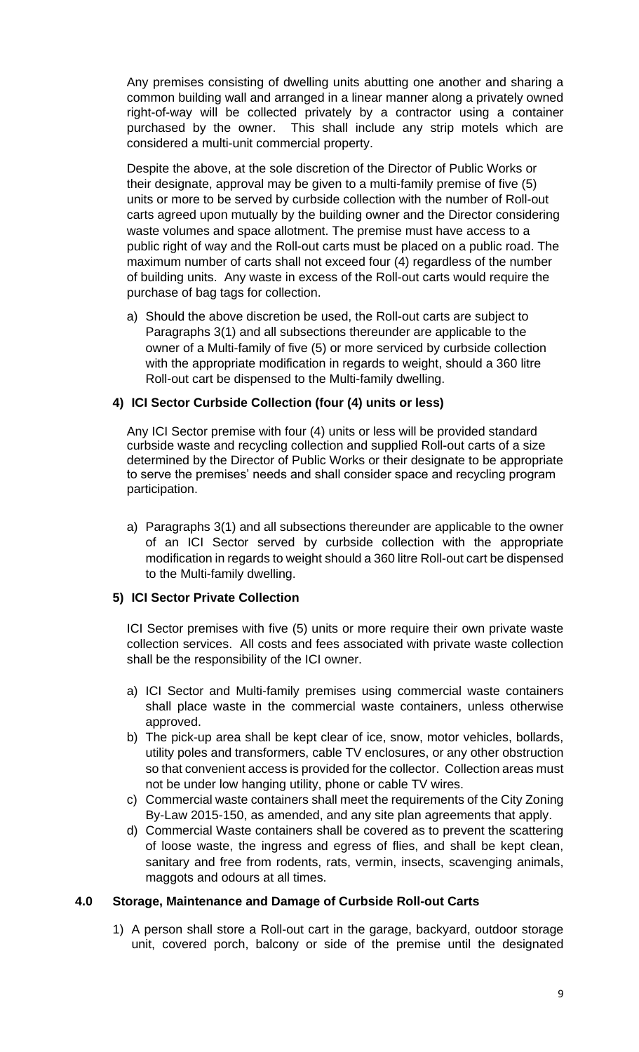Any premises consisting of dwelling units abutting one another and sharing a common building wall and arranged in a linear manner along a privately owned right-of-way will be collected privately by a contractor using a container purchased by the owner. This shall include any strip motels which are considered a multi-unit commercial property.

Despite the above, at the sole discretion of the Director of Public Works or their designate, approval may be given to a multi-family premise of five (5) units or more to be served by curbside collection with the number of Roll-out carts agreed upon mutually by the building owner and the Director considering waste volumes and space allotment. The premise must have access to a public right of way and the Roll-out carts must be placed on a public road. The maximum number of carts shall not exceed four (4) regardless of the number of building units. Any waste in excess of the Roll-out carts would require the purchase of bag tags for collection.

a) Should the above discretion be used, the Roll-out carts are subject to Paragraphs 3(1) and all subsections thereunder are applicable to the owner of a Multi-family of five (5) or more serviced by curbside collection with the appropriate modification in regards to weight, should a 360 litre Roll-out cart be dispensed to the Multi-family dwelling.

**4) ICI Sector Curbside Collection (four (4) units or less)**

Any ICI Sector premise with four (4) units or less will be provided standard curbside waste and recycling collection and supplied Roll-out carts of a size determined by the Director of Public Works or their designate to be appropriate to serve the premises' needs and shall consider space and recycling program participation.

a) Paragraphs 3(1) and all subsections thereunder are applicable to the owner of an ICI Sector served by curbside collection with the appropriate modification in regards to weight should a 360 litre Roll-out cart be dispensed to the Multi-family dwelling.

**5) ICI Sector Private Collection**

ICI Sector premises with five (5) units or more require their own private waste collection services. All costs and fees associated with private waste collection shall be the responsibility of the ICI owner.

a) ICI Sector and Multi-family premises using commercial waste containers shall place waste in the commercial waste containers, unless otherwise approved.
b) The pick-up area shall be kept clear of ice, snow, motor vehicles, bollards, utility poles and transformers, cable TV enclosures, or any other obstruction so that convenient access is provided for the collector. Collection areas must not be under low hanging utility, phone or cable TV wires.
c) Commercial waste containers shall meet the requirements of the City Zoning By-Law 2015-150, as amended, and any site plan agreements that apply.
d) Commercial Waste containers shall be covered as to prevent the scattering of loose waste, the ingress and egress of flies, and shall be kept clean, sanitary and free from rodents, rats, vermin, insects, scavenging animals, maggots and odours at all times.

**4.0 Storage, Maintenance and Damage of Curbside Roll-out Carts**

1) A person shall store a Roll-out cart in the garage, backyard, outdoor storage unit, covered porch, balcony or side of the premise until the designated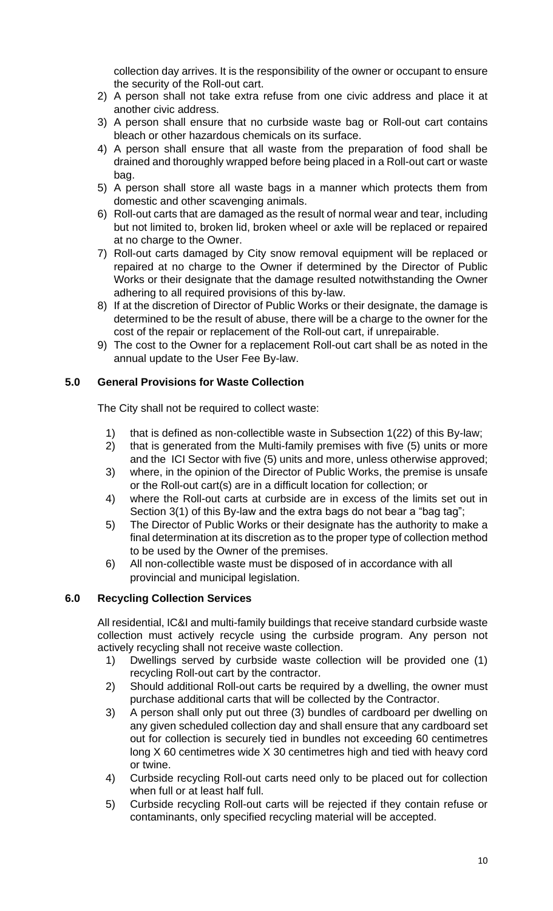collection day arrives. It is the responsibility of the owner or occupant to ensure the security of the Roll-out cart.

2) A person shall not take extra refuse from one civic address and place it at another civic address.
3) A person shall ensure that no curbside waste bag or Roll-out cart contains bleach or other hazardous chemicals on its surface.
4) A person shall ensure that all waste from the preparation of food shall be drained and thoroughly wrapped before being placed in a Roll-out cart or waste bag.
5) A person shall store all waste bags in a manner which protects them from domestic and other scavenging animals.
6) Roll-out carts that are damaged as the result of normal wear and tear, including but not limited to, broken lid, broken wheel or axle will be replaced or repaired at no charge to the Owner.
7) Roll-out carts damaged by City snow removal equipment will be replaced or repaired at no charge to the Owner if determined by the Director of Public Works or their designate that the damage resulted notwithstanding the Owner adhering to all required provisions of this by-law.
8) If at the discretion of Director of Public Works or their designate, the damage is determined to be the result of abuse, there will be a charge to the owner for the cost of the repair or replacement of the Roll-out cart, if unrepairable.
9) The cost to the Owner for a replacement Roll-out cart shall be as noted in the annual update to the User Fee By-law.

## 5.0 General Provisions for Waste Collection

The City shall not be required to collect waste:

1) that is defined as non-collectible waste in Subsection 1(22) of this By-law;
2) that is generated from the Multi-family premises with five (5) units or more and the ICI Sector with five (5) units and more, unless otherwise approved;
3) where, in the opinion of the Director of Public Works, the premise is unsafe or the Roll-out cart(s) are in a difficult location for collection; or
4) where the Roll-out carts at curbside are in excess of the limits set out in Section 3(1) of this By-law and the extra bags do not bear a "bag tag";
5) The Director of Public Works or their designate has the authority to make a final determination at its discretion as to the proper type of collection method to be used by the Owner of the premises.
6) All non-collectible waste must be disposed of in accordance with all provincial and municipal legislation.

## 6.0 Recycling Collection Services

All residential, IC&I and multi-family buildings that receive standard curbside waste collection must actively recycle using the curbside program. Any person not actively recycling shall not receive waste collection.

1) Dwellings served by curbside waste collection will be provided one (1) recycling Roll-out cart by the contractor.
2) Should additional Roll-out carts be required by a dwelling, the owner must purchase additional carts that will be collected by the Contractor.
3) A person shall only put out three (3) bundles of cardboard per dwelling on any given scheduled collection day and shall ensure that any cardboard set out for collection is securely tied in bundles not exceeding 60 centimetres long X 60 centimetres wide X 30 centimetres high and tied with heavy cord or twine.
4) Curbside recycling Roll-out carts need only to be placed out for collection when full or at least half full.
5) Curbside recycling Roll-out carts will be rejected if they contain refuse or contaminants, only specified recycling material will be accepted.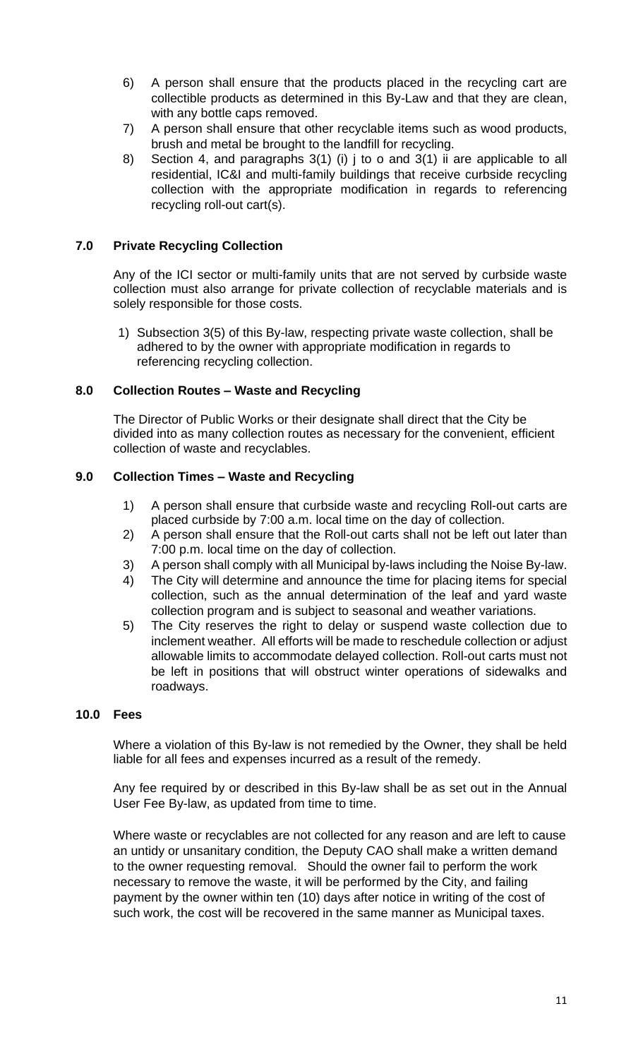6) A person shall ensure that the products placed in the recycling cart are collectible products as determined in this By-Law and that they are clean, with any bottle caps removed.
7) A person shall ensure that other recyclable items such as wood products, brush and metal be brought to the landfill for recycling.
8) Section 4, and paragraphs 3(1) (i) j to o and 3(1) ii are applicable to all residential, IC&I and multi-family buildings that receive curbside recycling collection with the appropriate modification in regards to referencing recycling roll-out cart(s).

### 7.0 Private Recycling Collection

Any of the ICI sector or multi-family units that are not served by curbside waste collection must also arrange for private collection of recyclable materials and is solely responsible for those costs.

1) Subsection 3(5) of this By-law, respecting private waste collection, shall be adhered to by the owner with appropriate modification in regards to referencing recycling collection.

### 8.0 Collection Routes – Waste and Recycling

The Director of Public Works or their designate shall direct that the City be divided into as many collection routes as necessary for the convenient, efficient collection of waste and recyclables.

### 9.0 Collection Times – Waste and Recycling

1) A person shall ensure that curbside waste and recycling Roll-out carts are placed curbside by 7:00 a.m. local time on the day of collection.
2) A person shall ensure that the Roll-out carts shall not be left out later than 7:00 p.m. local time on the day of collection.
3) A person shall comply with all Municipal by-laws including the Noise By-law.
4) The City will determine and announce the time for placing items for special collection, such as the annual determination of the leaf and yard waste collection program and is subject to seasonal and weather variations.
5) The City reserves the right to delay or suspend waste collection due to inclement weather. All efforts will be made to reschedule collection or adjust allowable limits to accommodate delayed collection. Roll-out carts must not be left in positions that will obstruct winter operations of sidewalks and roadways.

### 10.0 Fees

Where a violation of this By-law is not remedied by the Owner, they shall be held liable for all fees and expenses incurred as a result of the remedy.

Any fee required by or described in this By-law shall be as set out in the Annual User Fee By-law, as updated from time to time.

Where waste or recyclables are not collected for any reason and are left to cause an untidy or unsanitary condition, the Deputy CAO shall make a written demand to the owner requesting removal. Should the owner fail to perform the work necessary to remove the waste, it will be performed by the City, and failing payment by the owner within ten (10) days after notice in writing of the cost of such work, the cost will be recovered in the same manner as Municipal taxes.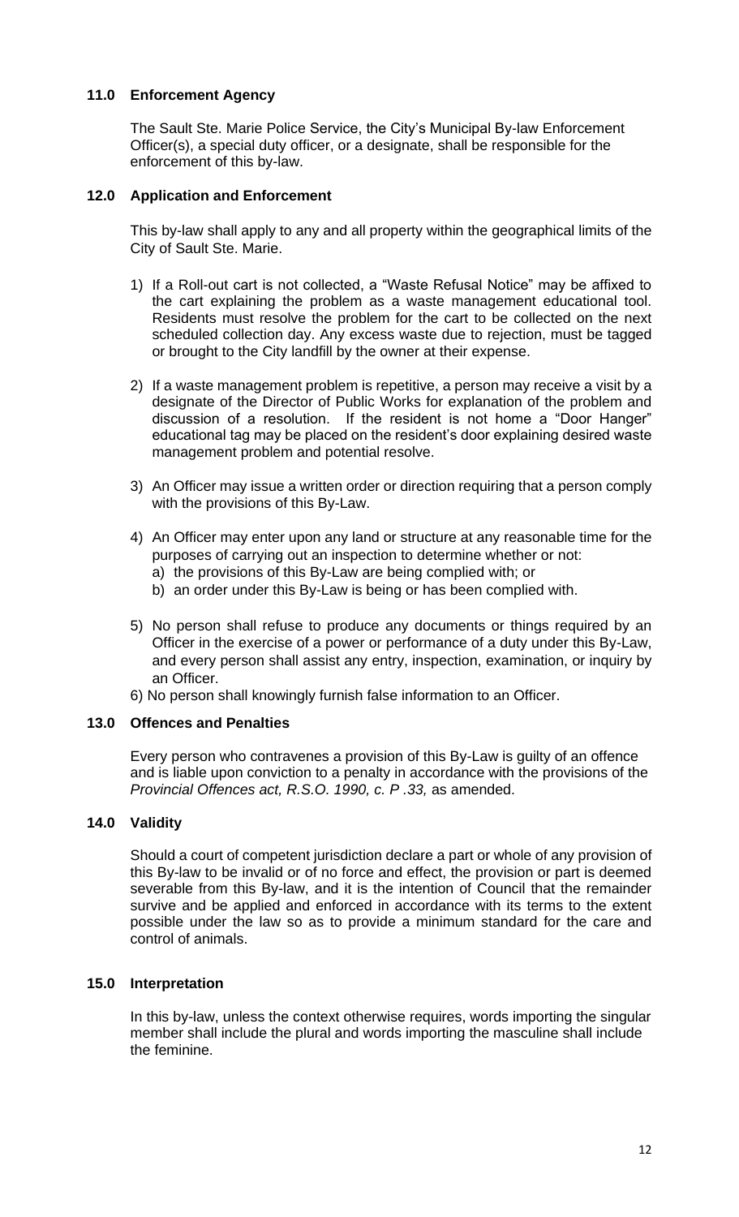## 11.0 Enforcement Agency

The Sault Ste. Marie Police Service, the City's Municipal By-law Enforcement Officer(s), a special duty officer, or a designate, shall be responsible for the enforcement of this by-law.

## 12.0 Application and Enforcement

This by-law shall apply to any and all property within the geographical limits of the City of Sault Ste. Marie.

1) If a Roll-out cart is not collected, a "Waste Refusal Notice" may be affixed to the cart explaining the problem as a waste management educational tool. Residents must resolve the problem for the cart to be collected on the next scheduled collection day. Any excess waste due to rejection, must be tagged or brought to the City landfill by the owner at their expense.

2) If a waste management problem is repetitive, a person may receive a visit by a designate of the Director of Public Works for explanation of the problem and discussion of a resolution. If the resident is not home a "Door Hanger" educational tag may be placed on the resident's door explaining desired waste management problem and potential resolve.

3) An Officer may issue a written order or direction requiring that a person comply with the provisions of this By-Law.

4) An Officer may enter upon any land or structure at any reasonable time for the purposes of carrying out an inspection to determine whether or not:
   a) the provisions of this By-Law are being complied with; or
   b) an order under this By-Law is being or has been complied with.

5) No person shall refuse to produce any documents or things required by an Officer in the exercise of a power or performance of a duty under this By-Law, and every person shall assist any entry, inspection, examination, or inquiry by an Officer.

6) No person shall knowingly furnish false information to an Officer.

## 13.0 Offences and Penalties

Every person who contravenes a provision of this By-Law is guilty of an offence and is liable upon conviction to a penalty in accordance with the provisions of the *Provincial Offences act, R.S.O. 1990, c. P .33,* as amended.

## 14.0 Validity

Should a court of competent jurisdiction declare a part or whole of any provision of this By-law to be invalid or of no force and effect, the provision or part is deemed severable from this By-law, and it is the intention of Council that the remainder survive and be applied and enforced in accordance with its terms to the extent possible under the law so as to provide a minimum standard for the care and control of animals.

## 15.0 Interpretation

In this by-law, unless the context otherwise requires, words importing the singular member shall include the plural and words importing the masculine shall include the feminine.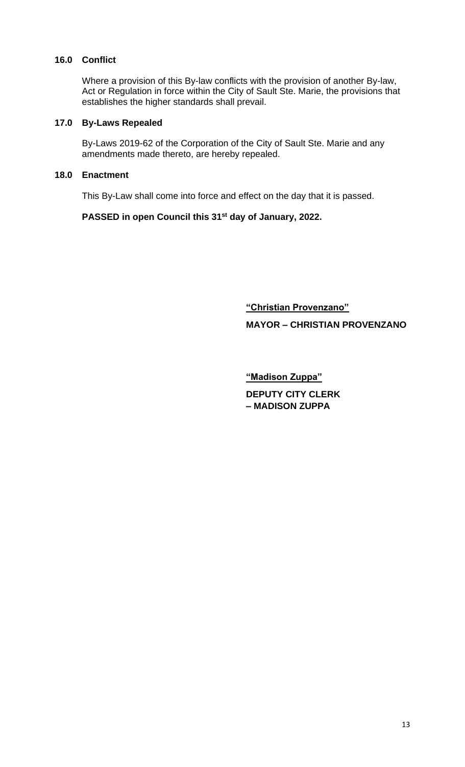### 16.0 Conflict

Where a provision of this By-law conflicts with the provision of another By-law, Act or Regulation in force within the City of Sault Ste. Marie, the provisions that establishes the higher standards shall prevail.

### 17.0 By-Laws Repealed

By-Laws 2019-62 of the Corporation of the City of Sault Ste. Marie and any amendments made thereto, are hereby repealed.

### 18.0 Enactment

This By-Law shall come into force and effect on the day that it is passed.

**PASSED in open Council this 31st day of January, 2022.**

**"Christian Provenzano"**

**MAYOR – CHRISTIAN PROVENZANO**

**"Madison Zuppa"**

**DEPUTY CITY CLERK – MADISON ZUPPA**